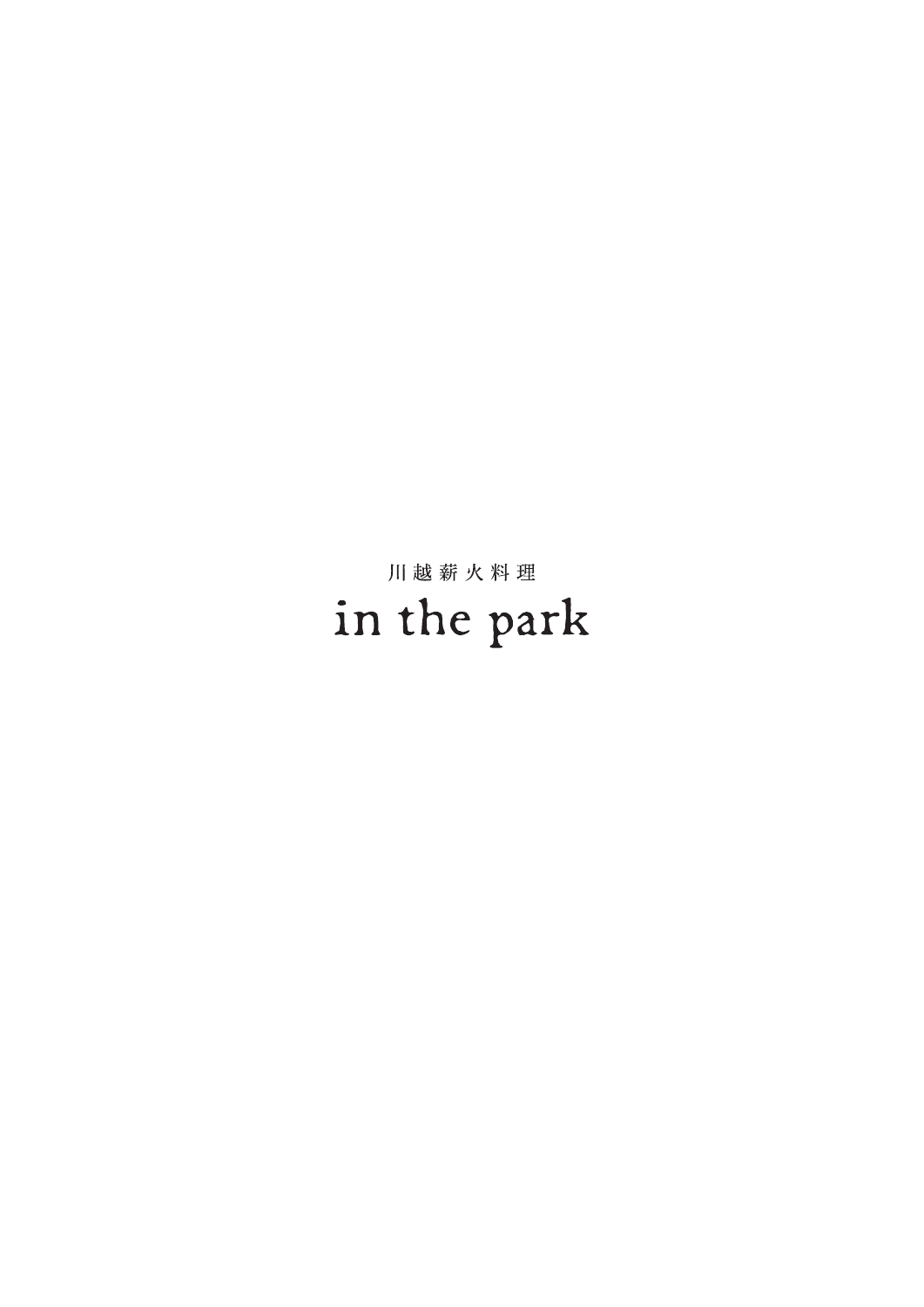川越薪火料理

# in the park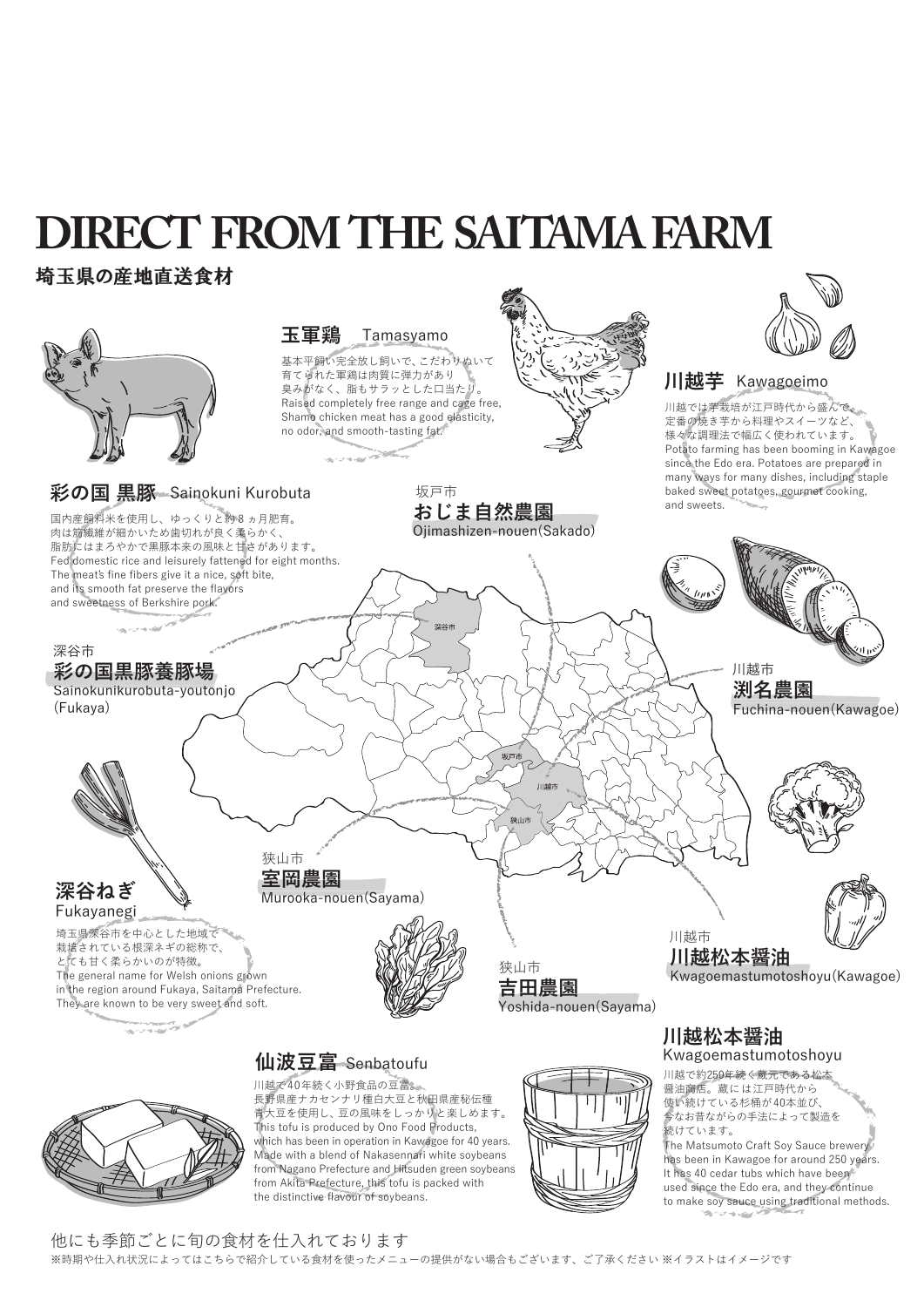# DIRECT FROM THE SAITAMA FARM

**埼玉県の産地直送食材**

## 玉軍鶏 Tamasyamo

基本平飼い完全放し飼いで、こだわりぬいて育てられた軍鶏は肉質に弾力があり臭みがなく、脂もサラッとした口当たり。
Raised completely free range and cage free, Shamo chicken meat has a good elasticity, no odor, and smooth-tasting fat.

## 川越芋 Kawagoeimo

川越では芋栽培が江戸時代から盛んで、定番の焼き芋から料理やスイーツなど、様々な調理法で幅広く使われています。
Potato farming has been booming in Kawagoe since the Edo era. Potatoes are prepared in many ways for many dishes, including staple baked sweet potatoes, gourmet cooking, and sweets.

## 彩の国 黒豚 Sainokuni Kurobuta

国内産飼料米を使用し、ゆっくりと約８ヵ月肥育。肉は筋繊維が細かいため歯切れが良く柔らかく、脂肪にはまろやかで黒豚本来の風味と甘さがあります。
Fed domestic rice and leisurely fattened for eight months. The meat's fine fibers give it a nice, soft bite, and its smooth fat preserve the flavors and sweetness of Berkshire pork.

坂戸市
**おじま自然農園**
Ojimashizen-nouen(Sakado)

深谷市
**彩の国黒豚養豚場**
Sainokunikurobuta-youtonjo (Fukaya)

深谷市

坂戸市

川越市

狭山市

川越市
**渕名農園**
Fuchina-nouen(Kawagoe)

狭山市
**室岡農園**
Murooka-nouen(Sayama)

## 深谷ねぎ

Fukayanegi

埼玉県深谷市を中心とした地域で栽培されている根深ネギの総称で、とても甘く柔らかいのが特徴。
The general name for Welsh onions grown in the region around Fukaya, Saitama Prefecture. They are known to be very sweet and soft.

川越市
**川越松本醤油**
Kwagoemastumotoshoyu(Kawagoe)

狭山市
**吉田農園**
Yoshida-nouen(Sayama)

## 仙波豆富 Senbatoufu

川越で40年続く小野食品の豆富。長野県産ナカセンナリ種白大豆と秋田県産秘伝種青大豆を使用し、豆の風味をしっかりと楽しめます。
This tofu is produced by Ono Food Products, which has been in operation in Kawagoe for 40 years. Made with a blend of Nakasennari white soybeans from Nagano Prefecture and Hitsuden green soybeans from Akita Prefecture, this tofu is packed with the distinctive flavour of soybeans.

## 川越松本醤油

Kwagoemastumotoshoyu

川越で約250年続く蔵元である松本醤油商店。蔵には江戸時代から使い続けている杉桶が40本並び、今なお昔ながらの手法によって製造を続けています。
The Matsumoto Craft Soy Sauce brewery has been in Kawagoe for around 250 years. It has 40 cedar tubs which have been used since the Edo era, and they continue to make soy sauce using traditional methods.

他にも季節ごとに旬の食材を仕入れております

※時期や仕入れ状況によってはこちらで紹介している食材を使ったメニューの提供がない場合もございます、ご了承ください ※イラストはイメージです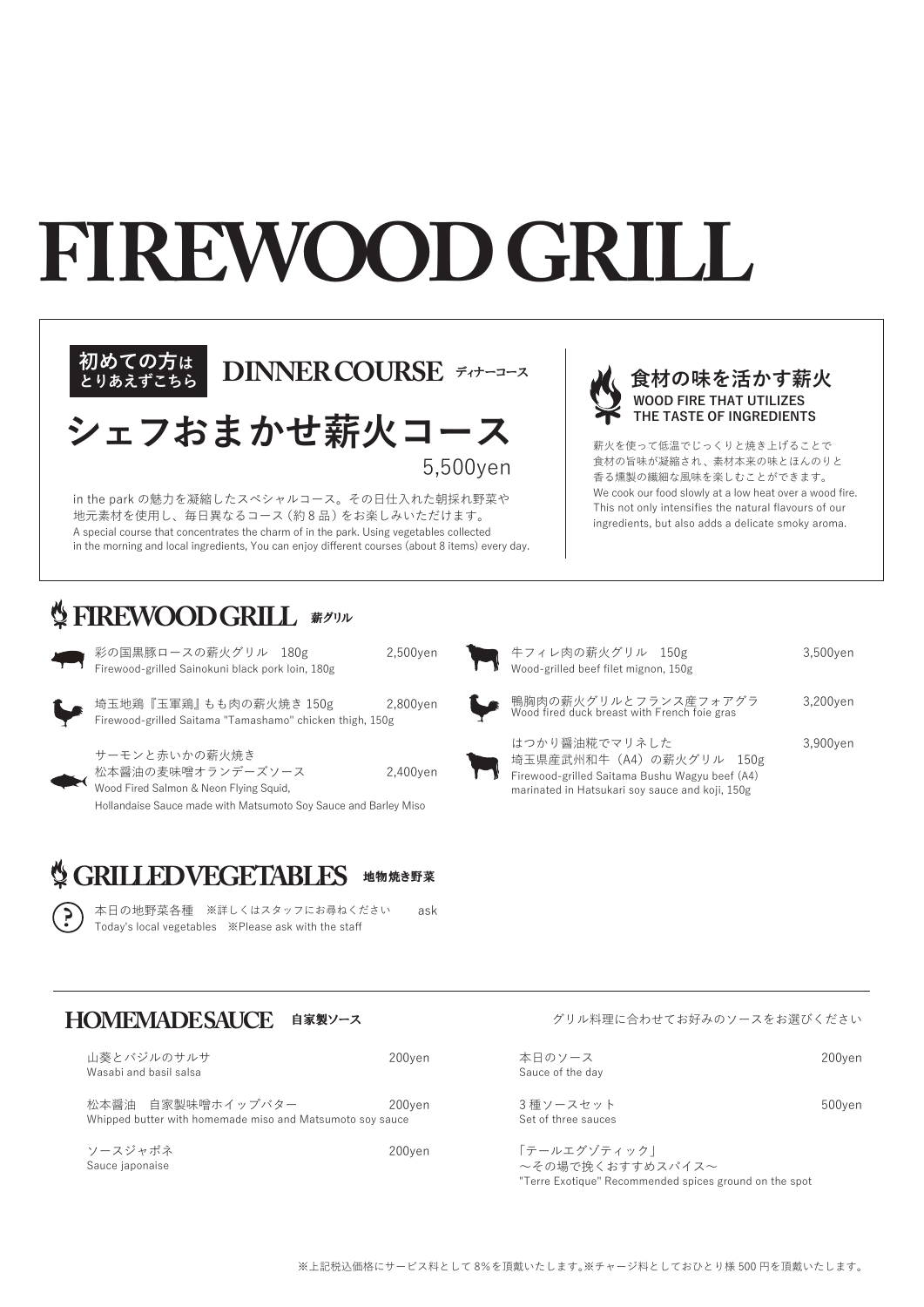# FIREWOOD GRILL

**初めての方は とりあえずこちら**

## DINNER COURSE ディナーコース

### シェフおまかせ薪火コース

5,500yen

in the park の魅力を凝縮したスペシャルコース。その日仕入れた朝採れ野菜や地元素材を使用し、毎日異なるコース（約 8 品）をお楽しみいただけます。
A special course that concentrates the charm of in the park. Using vegetables collected in the morning and local ingredients, You can enjoy different courses (about 8 items) every day.

### 食材の味を活かす薪火
**WOOD FIRE THAT UTILIZES THE TASTE OF INGREDIENTS**

薪火を使って低温でじっくりと焼き上げることで食材の旨味が凝縮され、素材本来の味とほんのりと香る燻製の繊細な風味を楽しむことができます。
We cook our food slowly at a low heat over a wood fire. This not only intensifies the natural flavours of our ingredients, but also adds a delicate smoky aroma.

## FIREWOOD GRILL 薪グリル

| Item | Price |
|---|---|
| 彩の国黒豚ロースの薪火グリル　180g<br>Firewood-grilled Sainokuni black pork loin, 180g | 2,500yen |
| 埼玉地鶏『玉軍鶏』もも肉の薪火焼き 150g<br>Firewood-grilled Saitama "Tamashamo" chicken thigh, 150g | 2,800yen |
| サーモンと赤いかの薪火焼き<br>松本醤油の麦味噌オランデーズソース<br>Wood Fired Salmon & Neon Flying Squid,<br>Hollandaise Sauce made with Matsumoto Soy Sauce and Barley Miso | 2,400yen |
| 牛フィレ肉の薪火グリル　150g<br>Wood-grilled beef filet mignon, 150g | 3,500yen |
| 鴨胸肉の薪火グリルとフランス産フォアグラ<br>Wood fired duck breast with French foie gras | 3,200yen |
| はつかり醤油糀でマリネした<br>埼玉県産武州和牛（A4）の薪火グリル　150g<br>Firewood-grilled Saitama Bushu Wagyu beef (A4)<br>marinated in Hatsukari soy sauce and koji, 150g | 3,900yen |

## GRILLED VEGETABLES 地物焼き野菜

| Item | Price |
|---|---|
| 本日の地野菜各種　※詳しくはスタッフにお尋ねください<br>Today's local vegetables　※Please ask with the staff | ask |

## HOMEMADE SAUCE 自家製ソース

グリル料理に合わせてお好みのソースをお選びください

| Item | Price |
|---|---|
| 山葵とバジルのサルサ<br>Wasabi and basil salsa | 200yen |
| 松本醤油　自家製味噌ホイップバター<br>Whipped butter with homemade miso and Matsumoto soy sauce | 200yen |
| ソースジャポネ<br>Sauce japonaise | 200yen |
| 本日のソース<br>Sauce of the day | 200yen |
| 3 種ソースセット<br>Set of three sauces | 500yen |
| 「テールエグゾティック」<br>〜その場で挽くおすすめスパイス〜<br>"Terre Exotique" Recommended spices ground on the spot | |

※上記税込価格にサービス料として 8%を頂戴いたします。※チャージ料としておひとり様 500 円を頂戴いたします。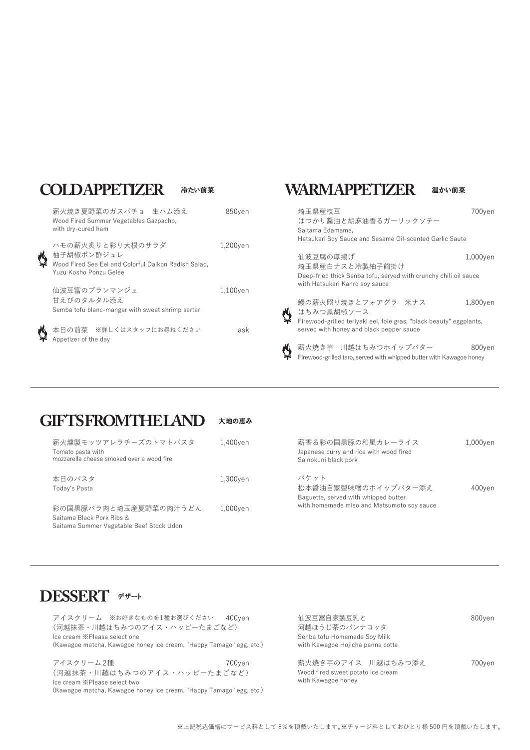## COLD APPETIZER 冷たい前菜

薪火焼き夏野菜のガスパチョ　生ハム添え　850yen
Wood Fired Summer Vegetables Gazpacho,
with dry-cured ham

ハモの薪火炙りと彩り大根のサラダ
柚子胡椒ポン酢ジュレ　1,200yen
Wood Fired Sea Eel and Colorful Daikon Radish Salad,
Yuzu Kosho Ponzu Gelée

仙波豆富のブランマンジェ
甘えびのタルタル添え　1,100yen
Semba tofu blanc-manger with sweet shrimp sartar

本日の前菜　※詳しくはスタッフにお尋ねください　ask
Appetizer of the day

## WARM APPETIZER 温かい前菜

埼玉県産枝豆
はつかり醤油と胡麻油香るガーリックソテー　700yen
Saitama Edamame,
Hatsukari Soy Sauce and Sesame Oil-scented Garlic Saute

仙波豆腐の厚揚げ
埼玉県産白ナスと冷製柚子餡掛け　1,000yen
Deep-fried thick Senba tofu, served with crunchy chili oil sauce
with Hatsukari Kanro soy sauce

鰻の薪火照り焼きとフォアグラ　米ナス
はちみつ黒胡椒ソース　1,800yen
Firewood-grilled teriyaki eel, foie gras, "black beauty" eggplants,
served with honey and black pepper sauce

薪火焼き芋　川越はちみつホイップバター　800yen
Firewood-grilled taro, served with whipped butter with Kawagoe honey

## GIFTS FROM THE LAND 大地の恵み

薪火燻製モッツアレラチーズのトマトパスタ　1,400yen
Tomato pasta with
mozzarella cheese smoked over a wood fire

本日のパスタ　1,300yen
Today's Pasta

彩の国黒豚バラ肉と埼玉産夏野菜の肉汁うどん　1,000yen
Saitama Black Pork Ribs &
Saitama Summer Vegetable Beef Stock Udon

薪香る彩の国黒豚の和風カレーライス　1,000yen
Japanese curry and rice with wood fired
Sainokuni black pork

バケット
松本醤油自家製味噌のホイップバター添え　400yen
Baguette, served with whipped butter
with homemade miso and Matsumoto soy sauce

## DESSERT デザート

アイスクリーム　※お好きなものを1種お選びください　400yen
（河越抹茶・川越はちみつのアイス・ハッピーたまごなど）
Ice cream ※Please select one
(Kawagoe matcha, Kawagoe honey ice cream, "Happy Tamago" egg, etc.)

アイスクリーム2種　700yen
（河越抹茶・川越はちみつのアイス・ハッピーたまごなど）
Ice cream ※Please select two
(Kawagoe matcha, Kawagoe honey ice cream, "Happy Tamago" egg, etc.)

仙波豆富自家製豆乳と
河越ほうじ茶のパンナコッタ　800yen
Senba tofu Homemade Soy Milk
with Kawagoe Hojicha panna cotta

薪火焼き芋のアイス　川越はちみつ添え　700yen
Wood fired sweet potato ice cream
with Kawagoe honey

※上記税込価格にサービス料として8%を頂戴いたします。※チャージ料としておひとり様500円を頂戴いたします。